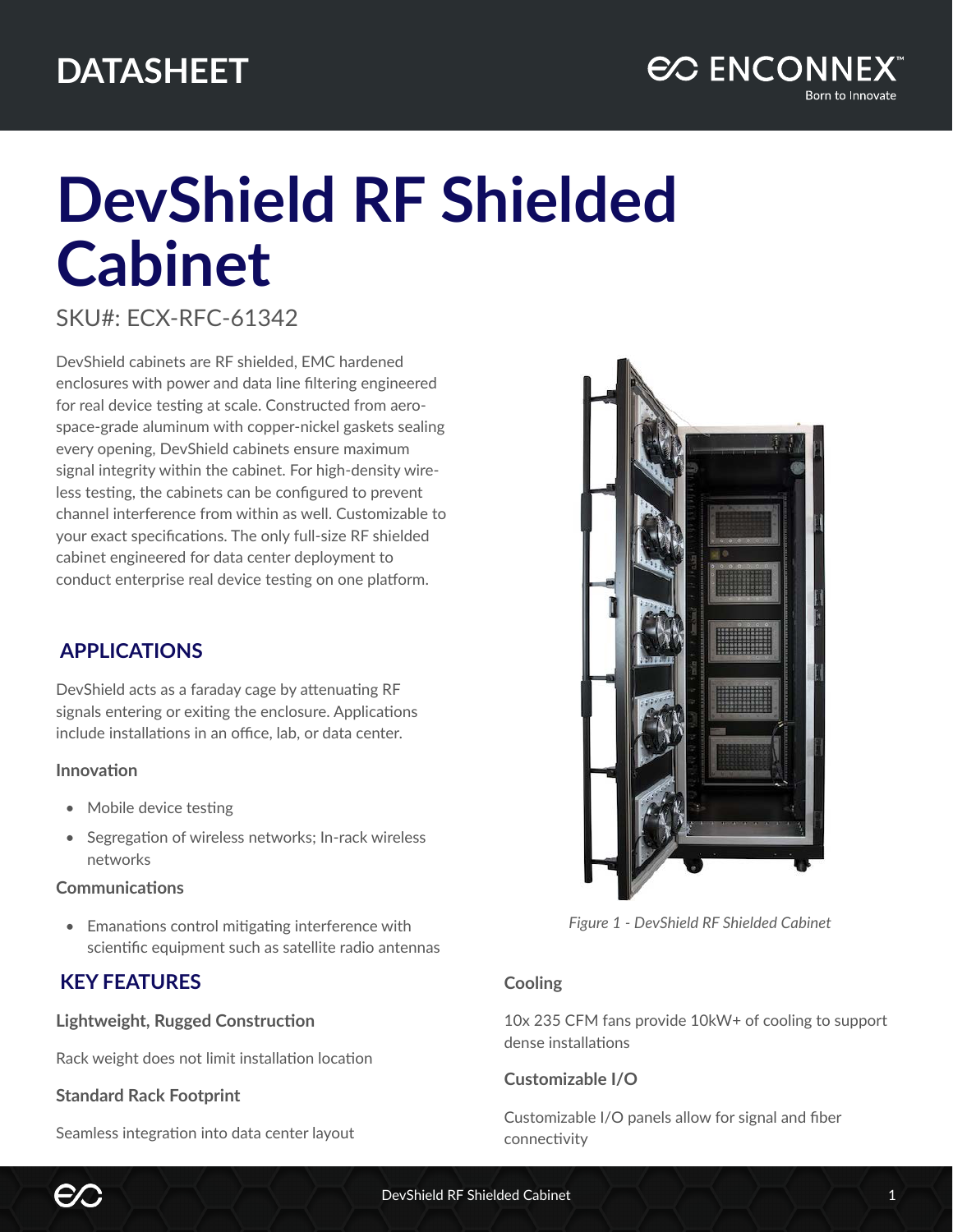# DATASHEET

# DevShield RF Shielded Cabinet

SKU#: ECX-RFC-61342

DevShield cabinets are RF shielded, EMC hardened enclosures with power and data line filtering engineered for real device testing at scale. Constructed from aerospace-grade aluminum with copper-nickel gaskets sealing every opening, DevShield cabinets ensure maximum signal integrity within the cabinet. For high-density wireless testing, the cabinets can be configured to prevent channel interference from within as well. Customizable to your exact specifications. The only full-size RF shielded cabinet engineered for data center deployment to conduct enterprise real device testing on one platform.

## APPLICATIONS

DevShield acts as a faraday cage by attenuating RF signals entering or exiting the enclosure. Applications include installations in an office, lab, or data center.

### Innovation

- Mobile device testing
- Segregation of wireless networks; In-rack wireless networks

### Communications

- Emanations control mitigating interference with scientific equipment such as satellite radio antennas

*Figure 1 - DevShield RF Shielded Cabinet*

## KEY FEATURES

### Lightweight, Rugged Construction

Rack weight does not limit installation location

### Standard Rack Footprint

Seamless integration into data center layout

### Cooling

10x 235 CFM fans provide 10kW+ of cooling to support dense installations

### Customizable I/O

Customizable I/O panels allow for signal and fiber connectivity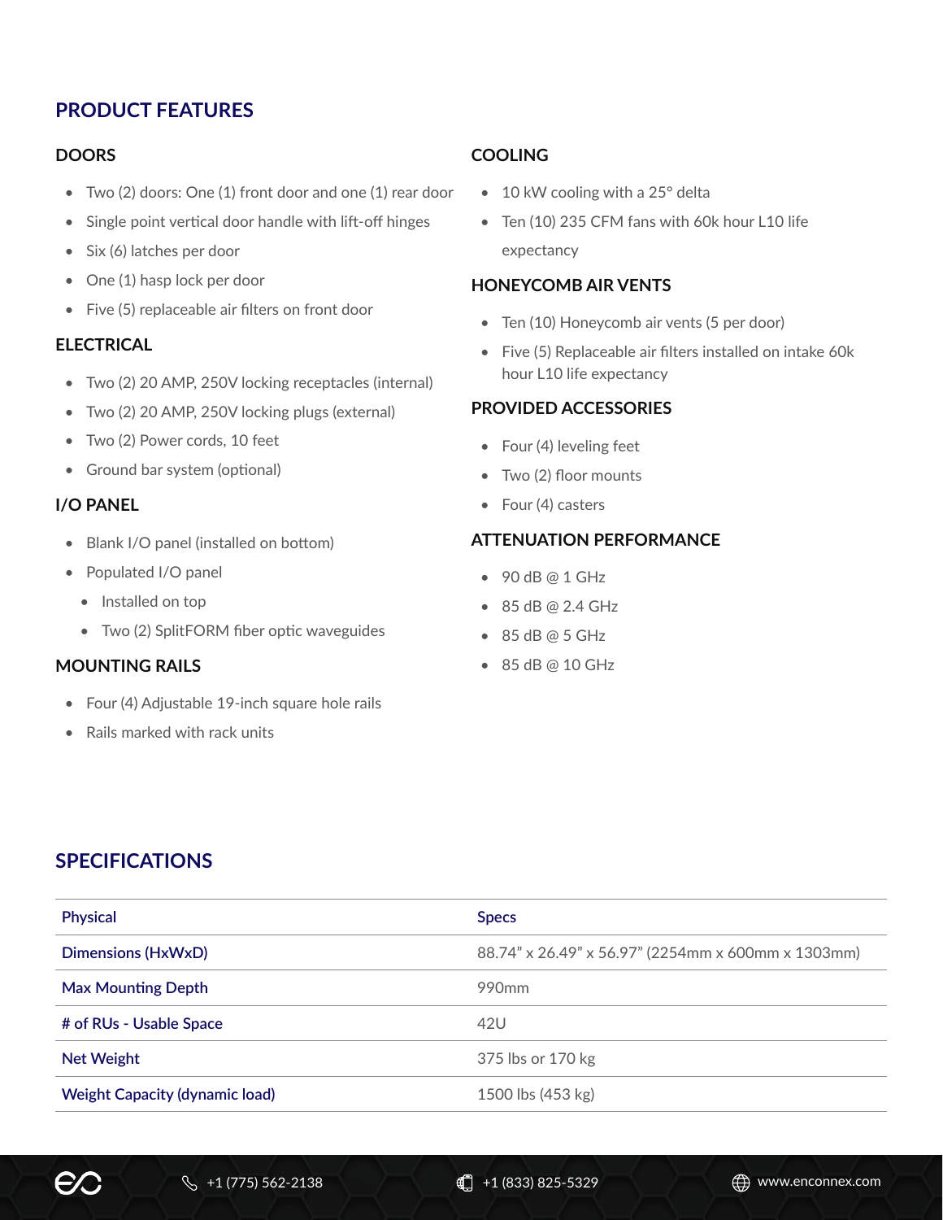## PRODUCT FEATURES

### DOORS

- Two (2) doors: One (1) front door and one (1) rear door
- Single point vertical door handle with lift-off hinges
- Six (6) latches per door
- One (1) hasp lock per door
- Five (5) replaceable air filters on front door

### ELECTRICAL

- Two (2) 20 AMP, 250V locking receptacles (internal)
- Two (2) 20 AMP, 250V locking plugs (external)
- Two (2) Power cords, 10 feet
- Ground bar system (optional)

### I/O PANEL

- Blank I/O panel (installed on bottom)
- Populated I/O panel
  - Installed on top
  - Two (2) SplitFORM fiber optic waveguides

### MOUNTING RAILS

- Four (4) Adjustable 19-inch square hole rails
- Rails marked with rack units

### COOLING

- 10 kW cooling with a 25° delta
- Ten (10) 235 CFM fans with 60k hour L10 life expectancy

### HONEYCOMB AIR VENTS

- Ten (10) Honeycomb air vents (5 per door)
- Five (5) Replaceable air filters installed on intake 60k hour L10 life expectancy

### PROVIDED ACCESSORIES

- Four (4) leveling feet
- Two (2) floor mounts
- Four (4) casters

### ATTENUATION PERFORMANCE

- 90 dB @ 1 GHz
- 85 dB @ 2.4 GHz
- 85 dB @ 5 GHz
- 85 dB @ 10 GHz

## SPECIFICATIONS

| Physical | Specs |
|---|---|
| Dimensions (HxWxD) | 88.74” x 26.49” x 56.97” (2254mm x 600mm x 1303mm) |
| Max Mounting Depth | 990mm |
| # of RUs - Usable Space | 42U |
| Net Weight | 375 lbs or 170 kg |
| Weight Capacity (dynamic load) | 1500 lbs (453 kg) |

+1 (775) 562-2138    +1 (833) 825-5329    www.enconnex.com